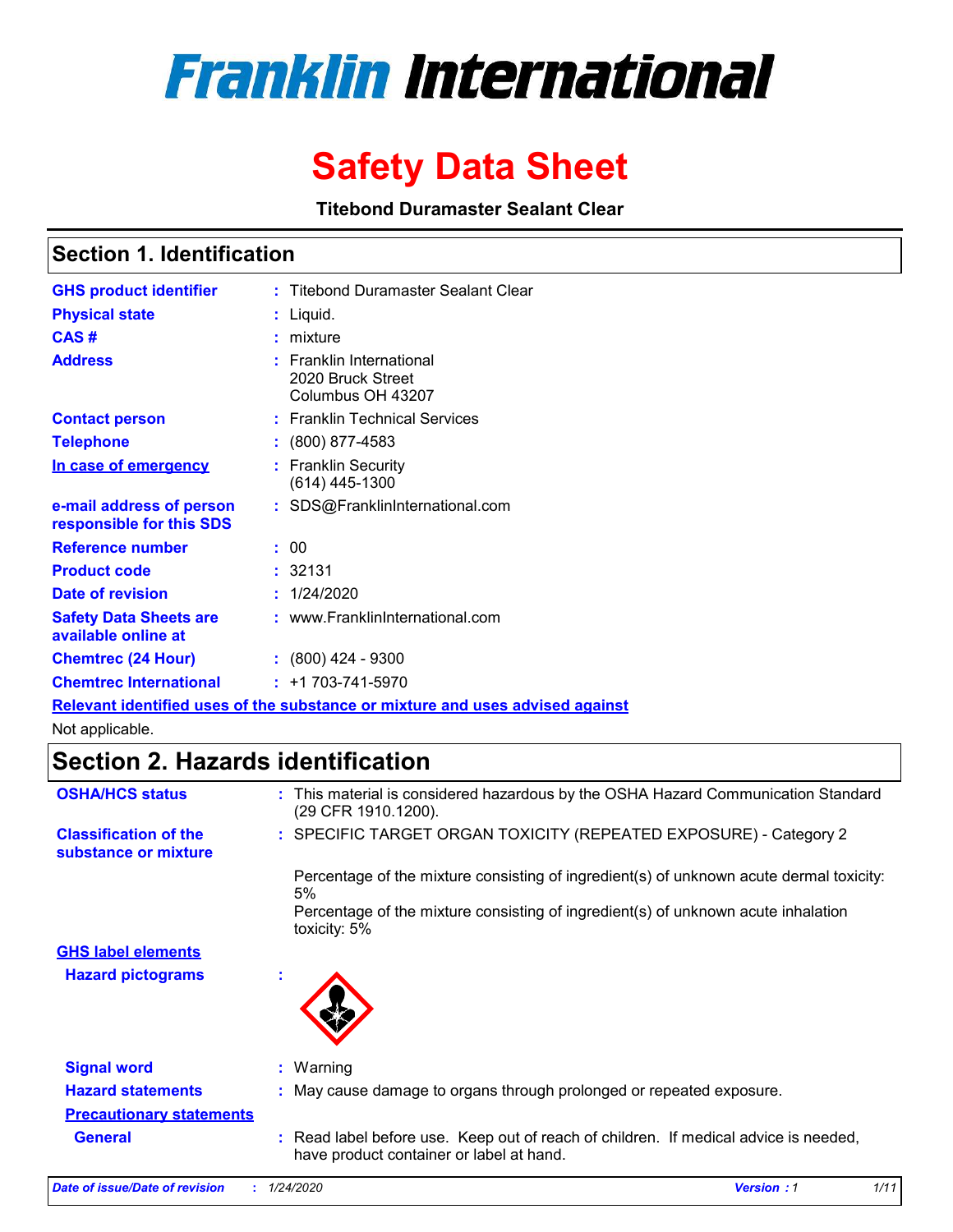# Franklin International

# Safety Data Sheet

**Titebond Duramaster Sealant Clear**

## Section 1. Identification

| | |
|---|---|
| **GHS product identifier** | : Titebond Duramaster Sealant Clear |
| **Physical state** | : Liquid. |
| **CAS #** | : mixture |
| **Address** | : Franklin International<br>2020 Bruck Street<br>Columbus OH 43207 |
| **Contact person** | : Franklin Technical Services |
| **Telephone** | : (800) 877-4583 |
| **In case of emergency** | : Franklin Security<br>(614) 445-1300 |
| **e-mail address of person responsible for this SDS** | : SDS@FranklinInternational.com |
| **Reference number** | : 00 |
| **Product code** | : 32131 |
| **Date of revision** | : 1/24/2020 |
| **Safety Data Sheets are available online at** | : www.FranklinInternational.com |
| **Chemtrec (24 Hour)** | : (800) 424 - 9300 |
| **Chemtrec International** | : +1 703-741-5970 |

**Relevant identified uses of the substance or mixture and uses advised against**

Not applicable.

## Section 2. Hazards identification

**OSHA/HCS status** : This material is considered hazardous by the OSHA Hazard Communication Standard (29 CFR 1910.1200).

**Classification of the substance or mixture** : SPECIFIC TARGET ORGAN TOXICITY (REPEATED EXPOSURE) - Category 2

Percentage of the mixture consisting of ingredient(s) of unknown acute dermal toxicity: 5%
Percentage of the mixture consisting of ingredient(s) of unknown acute inhalation toxicity: 5%

**GHS label elements**

**Hazard pictograms** :

**Signal word** : Warning

**Hazard statements** : May cause damage to organs through prolonged or repeated exposure.

**Precautionary statements**

**General** : Read label before use. Keep out of reach of children. If medical advice is needed, have product container or label at hand.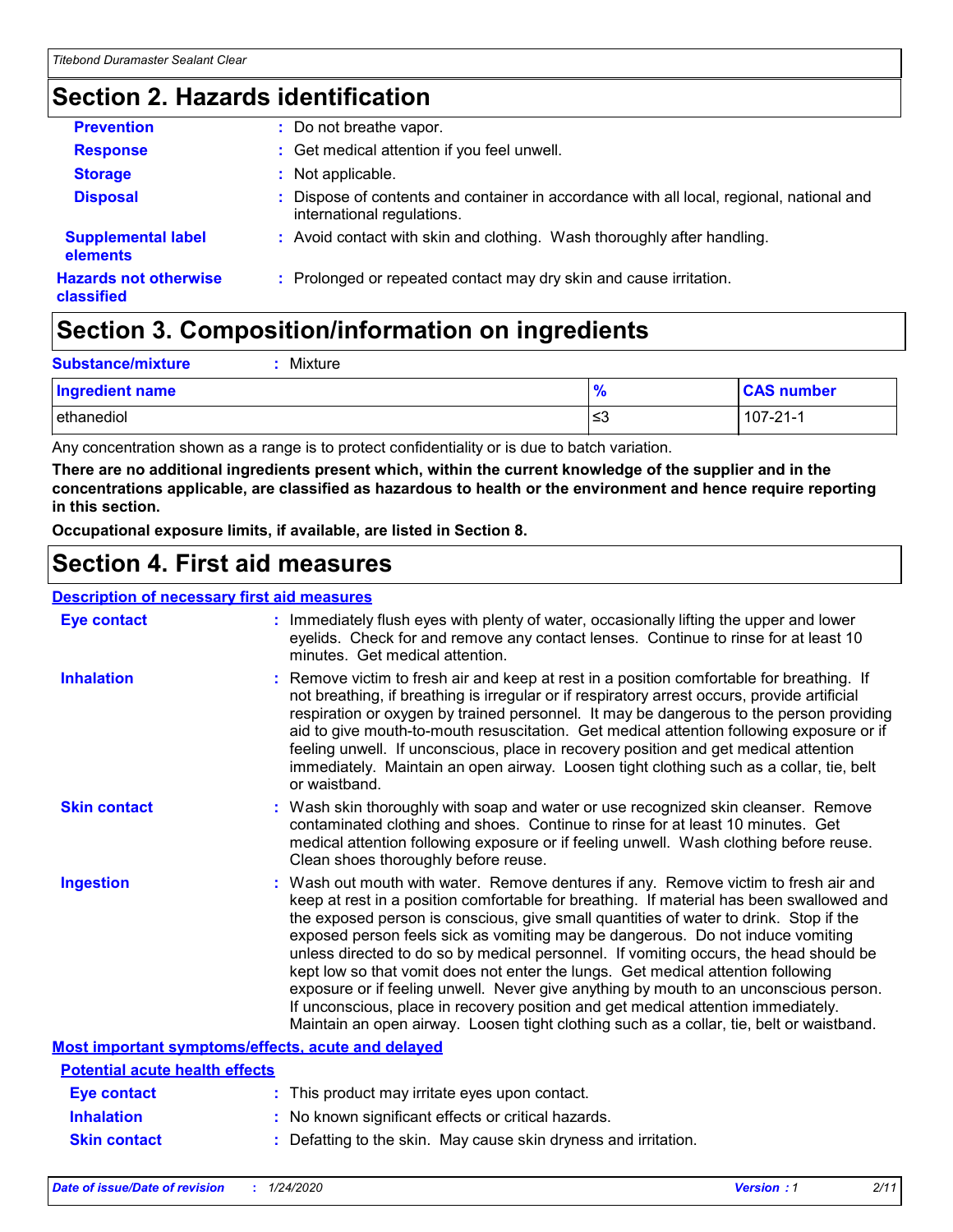## Section 2. Hazards identification

**Prevention** : Do not breathe vapor.

**Response** : Get medical attention if you feel unwell.

**Storage** : Not applicable.

**Disposal** : Dispose of contents and container in accordance with all local, regional, national and international regulations.

**Supplemental label elements** : Avoid contact with skin and clothing. Wash thoroughly after handling.

**Hazards not otherwise classified** : Prolonged or repeated contact may dry skin and cause irritation.

## Section 3. Composition/information on ingredients

**Substance/mixture** : Mixture

| Ingredient name | % | CAS number |
|---|---|---|
| ethanediol | ≤3 | 107-21-1 |

Any concentration shown as a range is to protect confidentiality or is due to batch variation.

**There are no additional ingredients present which, within the current knowledge of the supplier and in the concentrations applicable, are classified as hazardous to health or the environment and hence require reporting in this section.**

**Occupational exposure limits, if available, are listed in Section 8.**

## Section 4. First aid measures

### Description of necessary first aid measures

**Eye contact** : Immediately flush eyes with plenty of water, occasionally lifting the upper and lower eyelids. Check for and remove any contact lenses. Continue to rinse for at least 10 minutes. Get medical attention.

**Inhalation** : Remove victim to fresh air and keep at rest in a position comfortable for breathing. If not breathing, if breathing is irregular or if respiratory arrest occurs, provide artificial respiration or oxygen by trained personnel. It may be dangerous to the person providing aid to give mouth-to-mouth resuscitation. Get medical attention following exposure or if feeling unwell. If unconscious, place in recovery position and get medical attention immediately. Maintain an open airway. Loosen tight clothing such as a collar, tie, belt or waistband.

**Skin contact** : Wash skin thoroughly with soap and water or use recognized skin cleanser. Remove contaminated clothing and shoes. Continue to rinse for at least 10 minutes. Get medical attention following exposure or if feeling unwell. Wash clothing before reuse. Clean shoes thoroughly before reuse.

**Ingestion** : Wash out mouth with water. Remove dentures if any. Remove victim to fresh air and keep at rest in a position comfortable for breathing. If material has been swallowed and the exposed person is conscious, give small quantities of water to drink. Stop if the exposed person feels sick as vomiting may be dangerous. Do not induce vomiting unless directed to do so by medical personnel. If vomiting occurs, the head should be kept low so that vomit does not enter the lungs. Get medical attention following exposure or if feeling unwell. Never give anything by mouth to an unconscious person. If unconscious, place in recovery position and get medical attention immediately. Maintain an open airway. Loosen tight clothing such as a collar, tie, belt or waistband.

### Most important symptoms/effects, acute and delayed

#### Potential acute health effects

**Eye contact** : This product may irritate eyes upon contact.

**Inhalation** : No known significant effects or critical hazards.

**Skin contact** : Defatting to the skin. May cause skin dryness and irritation.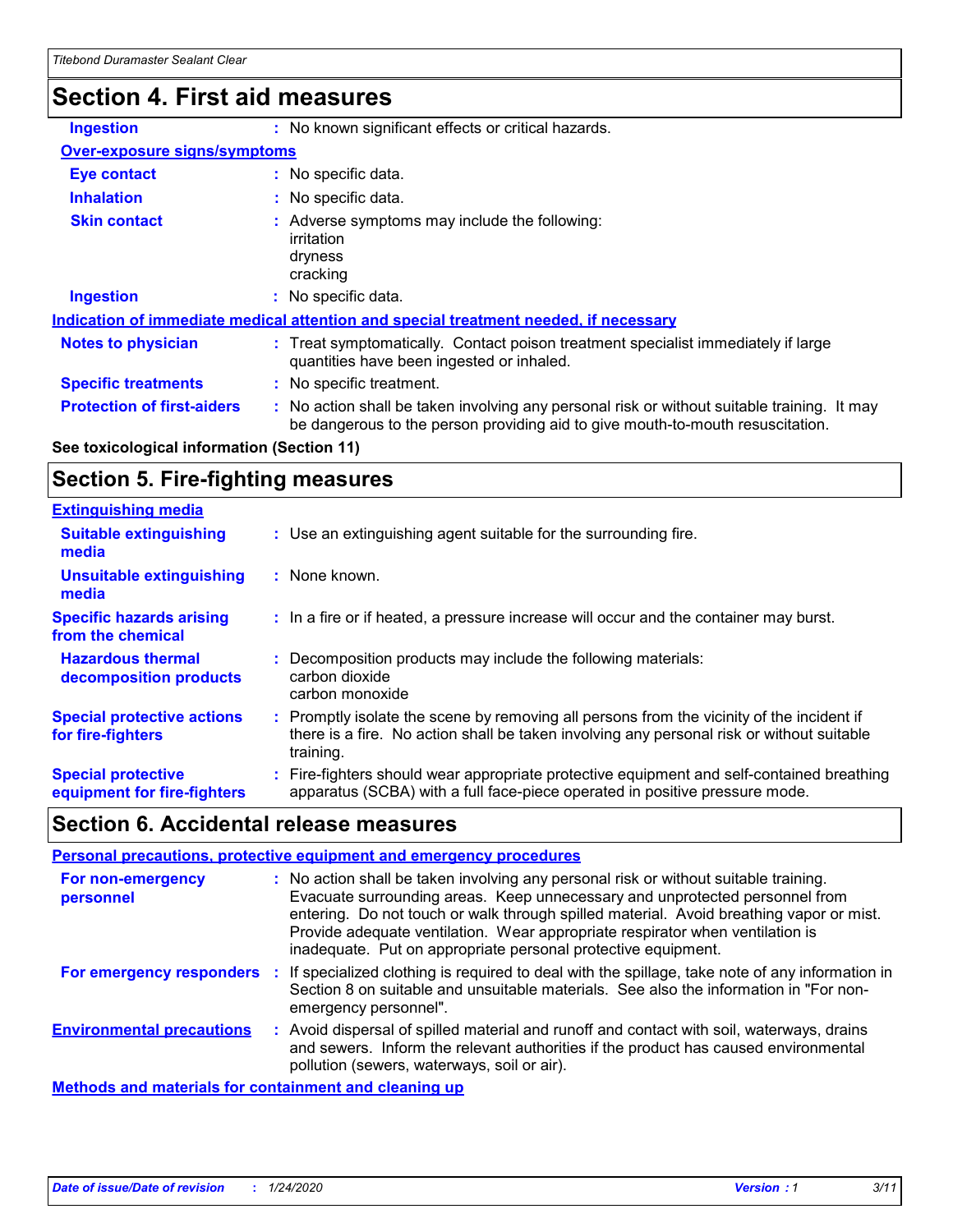## Section 4. First aid measures

**Ingestion** : No known significant effects or critical hazards.

**Over-exposure signs/symptoms**

**Eye contact** : No specific data.

**Inhalation** : No specific data.

**Skin contact** : Adverse symptoms may include the following:
irritation
dryness
cracking

**Ingestion** : No specific data.

**Indication of immediate medical attention and special treatment needed, if necessary**

**Notes to physician** : Treat symptomatically. Contact poison treatment specialist immediately if large quantities have been ingested or inhaled.

**Specific treatments** : No specific treatment.

**Protection of first-aiders** : No action shall be taken involving any personal risk or without suitable training. It may be dangerous to the person providing aid to give mouth-to-mouth resuscitation.

**See toxicological information (Section 11)**

## Section 5. Fire-fighting measures

**Extinguishing media**

**Suitable extinguishing media** : Use an extinguishing agent suitable for the surrounding fire.

**Unsuitable extinguishing media** : None known.

**Specific hazards arising from the chemical** : In a fire or if heated, a pressure increase will occur and the container may burst.

**Hazardous thermal decomposition products** : Decomposition products may include the following materials:
carbon dioxide
carbon monoxide

**Special protective actions for fire-fighters** : Promptly isolate the scene by removing all persons from the vicinity of the incident if there is a fire. No action shall be taken involving any personal risk or without suitable training.

**Special protective equipment for fire-fighters** : Fire-fighters should wear appropriate protective equipment and self-contained breathing apparatus (SCBA) with a full face-piece operated in positive pressure mode.

## Section 6. Accidental release measures

**Personal precautions, protective equipment and emergency procedures**

**For non-emergency personnel** : No action shall be taken involving any personal risk or without suitable training. Evacuate surrounding areas. Keep unnecessary and unprotected personnel from entering. Do not touch or walk through spilled material. Avoid breathing vapor or mist. Provide adequate ventilation. Wear appropriate respirator when ventilation is inadequate. Put on appropriate personal protective equipment.

**For emergency responders** : If specialized clothing is required to deal with the spillage, take note of any information in Section 8 on suitable and unsuitable materials. See also the information in "For non-emergency personnel".

**Environmental precautions** : Avoid dispersal of spilled material and runoff and contact with soil, waterways, drains and sewers. Inform the relevant authorities if the product has caused environmental pollution (sewers, waterways, soil or air).

**Methods and materials for containment and cleaning up**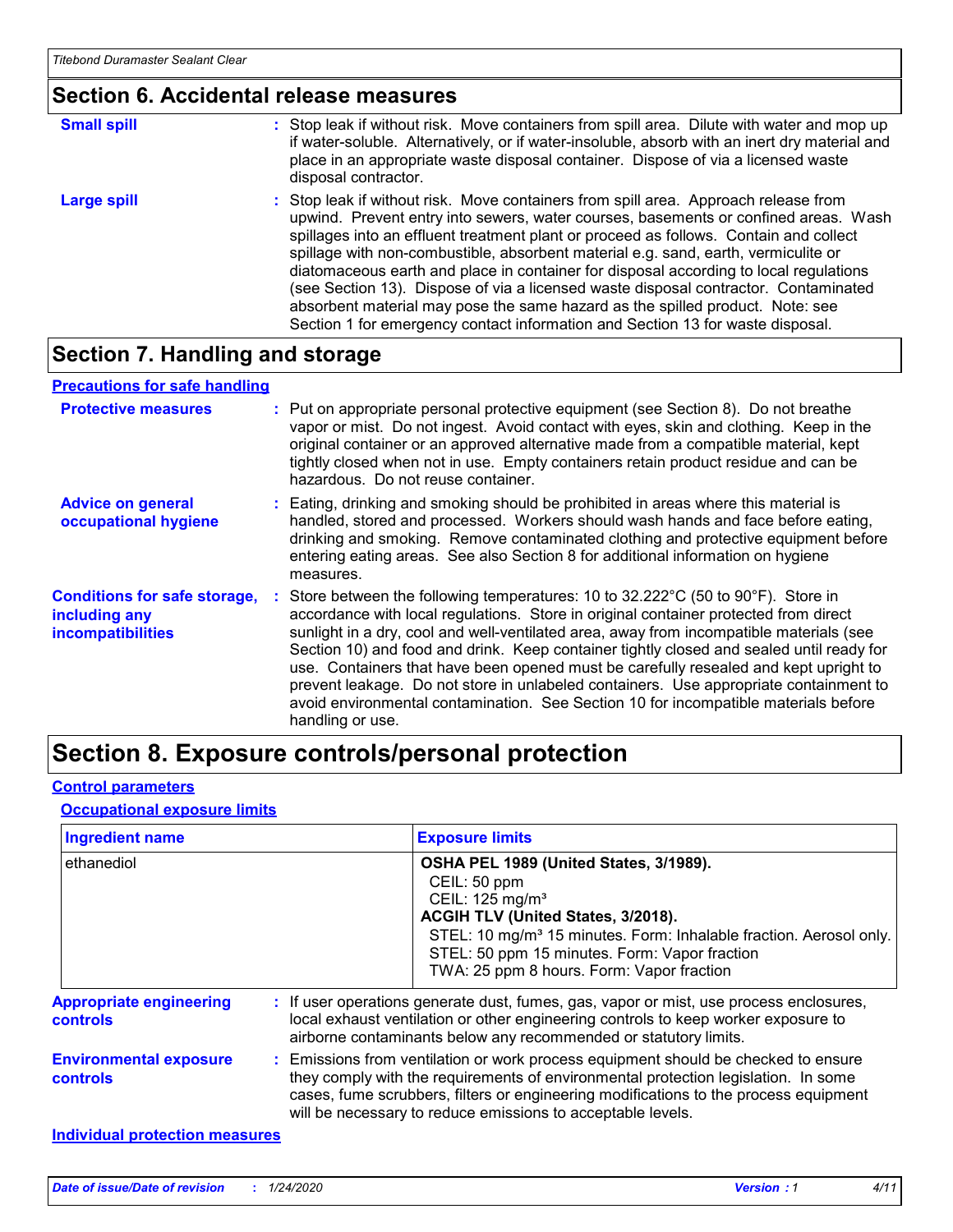## Section 6. Accidental release measures

**Small spill** : Stop leak if without risk. Move containers from spill area. Dilute with water and mop up if water-soluble. Alternatively, or if water-insoluble, absorb with an inert dry material and place in an appropriate waste disposal container. Dispose of via a licensed waste disposal contractor.

**Large spill** : Stop leak if without risk. Move containers from spill area. Approach release from upwind. Prevent entry into sewers, water courses, basements or confined areas. Wash spillages into an effluent treatment plant or proceed as follows. Contain and collect spillage with non-combustible, absorbent material e.g. sand, earth, vermiculite or diatomaceous earth and place in container for disposal according to local regulations (see Section 13). Dispose of via a licensed waste disposal contractor. Contaminated absorbent material may pose the same hazard as the spilled product. Note: see Section 1 for emergency contact information and Section 13 for waste disposal.

## Section 7. Handling and storage

### Precautions for safe handling

**Protective measures** : Put on appropriate personal protective equipment (see Section 8). Do not breathe vapor or mist. Do not ingest. Avoid contact with eyes, skin and clothing. Keep in the original container or an approved alternative made from a compatible material, kept tightly closed when not in use. Empty containers retain product residue and can be hazardous. Do not reuse container.

**Advice on general occupational hygiene** : Eating, drinking and smoking should be prohibited in areas where this material is handled, stored and processed. Workers should wash hands and face before eating, drinking and smoking. Remove contaminated clothing and protective equipment before entering eating areas. See also Section 8 for additional information on hygiene measures.

**Conditions for safe storage, including any incompatibilities** : Store between the following temperatures: 10 to 32.222°C (50 to 90°F). Store in accordance with local regulations. Store in original container protected from direct sunlight in a dry, cool and well-ventilated area, away from incompatible materials (see Section 10) and food and drink. Keep container tightly closed and sealed until ready for use. Containers that have been opened must be carefully resealed and kept upright to prevent leakage. Do not store in unlabeled containers. Use appropriate containment to avoid environmental contamination. See Section 10 for incompatible materials before handling or use.

## Section 8. Exposure controls/personal protection

### Control parameters

#### Occupational exposure limits

| Ingredient name | Exposure limits |
|---|---|
| ethanediol | **OSHA PEL 1989 (United States, 3/1989).**<br>CEIL: 50 ppm<br>CEIL: 125 mg/m³<br>**ACGIH TLV (United States, 3/2018).**<br>STEL: 10 mg/m³ 15 minutes. Form: Inhalable fraction. Aerosol only.<br>STEL: 50 ppm 15 minutes. Form: Vapor fraction<br>TWA: 25 ppm 8 hours. Form: Vapor fraction |

**Appropriate engineering controls** : If user operations generate dust, fumes, gas, vapor or mist, use process enclosures, local exhaust ventilation or other engineering controls to keep worker exposure to airborne contaminants below any recommended or statutory limits.

**Environmental exposure controls** : Emissions from ventilation or work process equipment should be checked to ensure they comply with the requirements of environmental protection legislation. In some cases, fume scrubbers, filters or engineering modifications to the process equipment will be necessary to reduce emissions to acceptable levels.

### Individual protection measures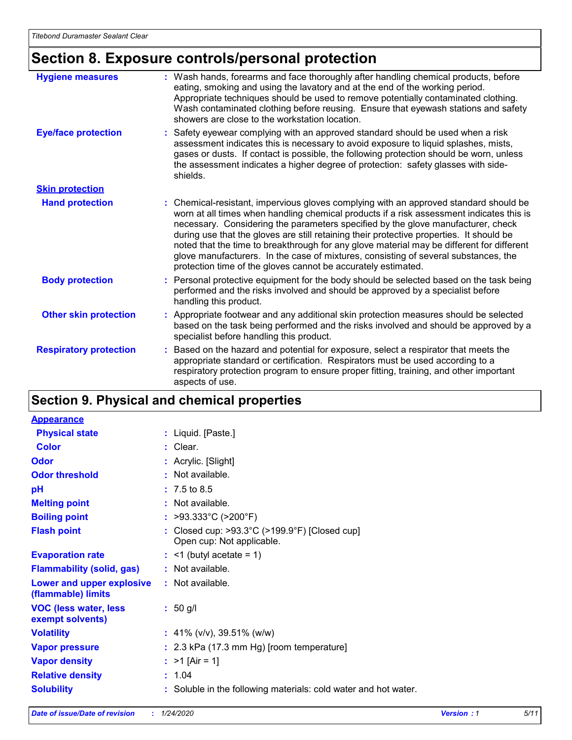## Section 8. Exposure controls/personal protection

| | |
|---|---|
| **Hygiene measures** | Wash hands, forearms and face thoroughly after handling chemical products, before eating, smoking and using the lavatory and at the end of the working period. Appropriate techniques should be used to remove potentially contaminated clothing. Wash contaminated clothing before reusing. Ensure that eyewash stations and safety showers are close to the workstation location. |
| **Eye/face protection** | Safety eyewear complying with an approved standard should be used when a risk assessment indicates this is necessary to avoid exposure to liquid splashes, mists, gases or dusts. If contact is possible, the following protection should be worn, unless the assessment indicates a higher degree of protection: safety glasses with side-shields. |
| **Skin protection** | |
| **Hand protection** | Chemical-resistant, impervious gloves complying with an approved standard should be worn at all times when handling chemical products if a risk assessment indicates this is necessary. Considering the parameters specified by the glove manufacturer, check during use that the gloves are still retaining their protective properties. It should be noted that the time to breakthrough for any glove material may be different for different glove manufacturers. In the case of mixtures, consisting of several substances, the protection time of the gloves cannot be accurately estimated. |
| **Body protection** | Personal protective equipment for the body should be selected based on the task being performed and the risks involved and should be approved by a specialist before handling this product. |
| **Other skin protection** | Appropriate footwear and any additional skin protection measures should be selected based on the task being performed and the risks involved and should be approved by a specialist before handling this product. |
| **Respiratory protection** | Based on the hazard and potential for exposure, select a respirator that meets the appropriate standard or certification. Respirators must be used according to a respiratory protection program to ensure proper fitting, training, and other important aspects of use. |

## Section 9. Physical and chemical properties

| | |
|---|---|
| **Appearance** | |
| **Physical state** | Liquid. [Paste.] |
| **Color** | Clear. |
| **Odor** | Acrylic. [Slight] |
| **Odor threshold** | Not available. |
| **pH** | 7.5 to 8.5 |
| **Melting point** | Not available. |
| **Boiling point** | >93.333°C (>200°F) |
| **Flash point** | Closed cup: >93.3°C (>199.9°F) [Closed cup]<br>Open cup: Not applicable. |
| **Evaporation rate** | <1 (butyl acetate = 1) |
| **Flammability (solid, gas)** | Not available. |
| **Lower and upper explosive (flammable) limits** | Not available. |
| **VOC (less water, less exempt solvents)** | 50 g/l |
| **Volatility** | 41% (v/v), 39.51% (w/w) |
| **Vapor pressure** | 2.3 kPa (17.3 mm Hg) [room temperature] |
| **Vapor density** | >1 [Air = 1] |
| **Relative density** | 1.04 |
| **Solubility** | Soluble in the following materials: cold water and hot water. |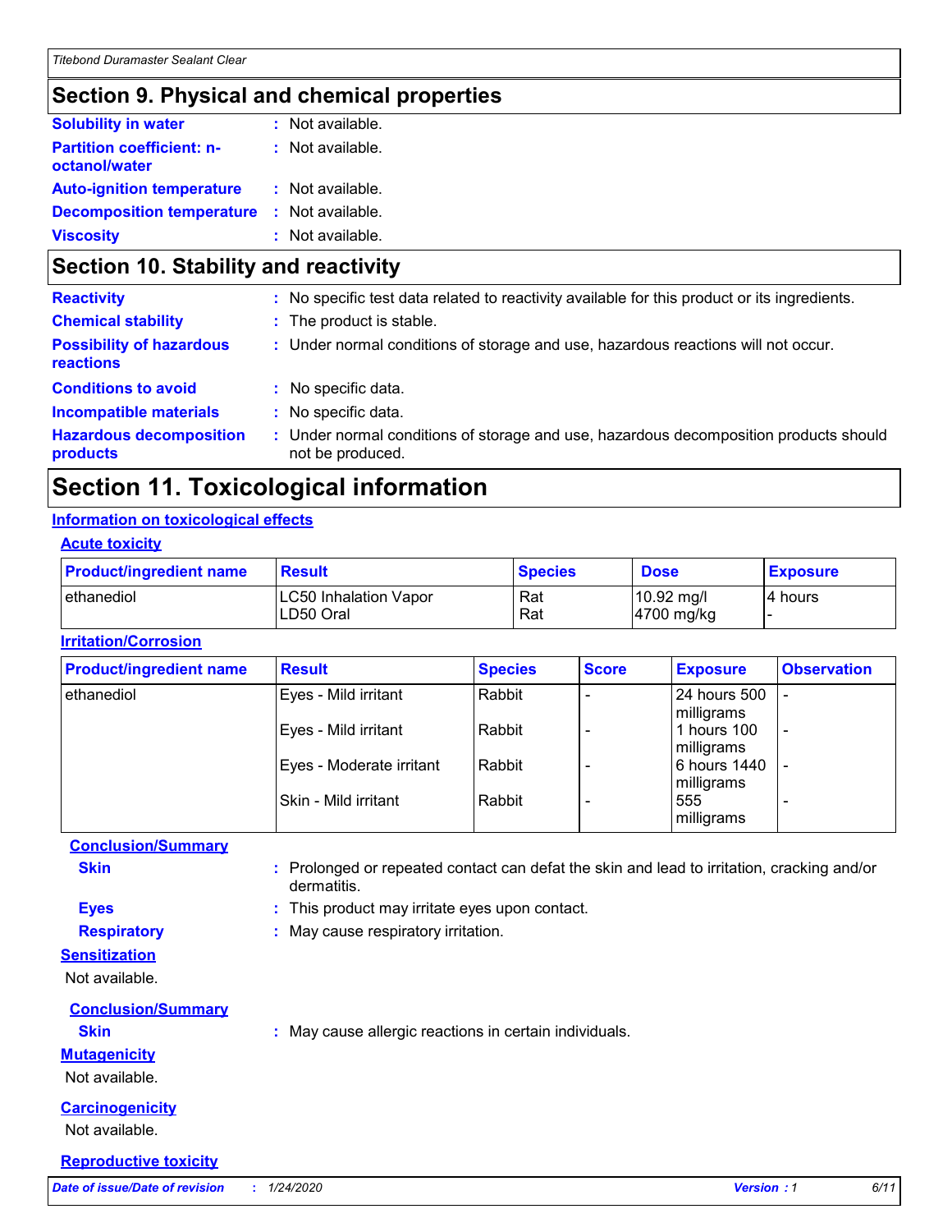## Section 9. Physical and chemical properties

**Solubility in water** : Not available.

**Partition coefficient: n-octanol/water** : Not available.

**Auto-ignition temperature** : Not available.

**Decomposition temperature** : Not available.

**Viscosity** : Not available.

## Section 10. Stability and reactivity

**Reactivity** : No specific test data related to reactivity available for this product or its ingredients.

**Chemical stability** : The product is stable.

**Possibility of hazardous reactions** : Under normal conditions of storage and use, hazardous reactions will not occur.

**Conditions to avoid** : No specific data.

**Incompatible materials** : No specific data.

**Hazardous decomposition products** : Under normal conditions of storage and use, hazardous decomposition products should not be produced.

## Section 11. Toxicological information

### Information on toxicological effects

#### Acute toxicity

| Product/ingredient name | Result | Species | Dose | Exposure |
|---|---|---|---|---|
| ethanediol | LC50 Inhalation Vapor | Rat | 10.92 mg/l | 4 hours |
| | LD50 Oral | Rat | 4700 mg/kg | - |

#### Irritation/Corrosion

| Product/ingredient name | Result | Species | Score | Exposure | Observation |
|---|---|---|---|---|---|
| ethanediol | Eyes - Mild irritant | Rabbit | - | 24 hours 500 milligrams | - |
| | Eyes - Mild irritant | Rabbit | - | 1 hours 100 milligrams | - |
| | Eyes - Moderate irritant | Rabbit | - | 6 hours 1440 milligrams | - |
| | Skin - Mild irritant | Rabbit | - | 555 milligrams | - |

**Conclusion/Summary**

**Skin** : Prolonged or repeated contact can defat the skin and lead to irritation, cracking and/or dermatitis.

**Eyes** : This product may irritate eyes upon contact.

**Respiratory** : May cause respiratory irritation.

#### Sensitization

Not available.

**Conclusion/Summary**

**Skin** : May cause allergic reactions in certain individuals.

#### Mutagenicity

Not available.

#### Carcinogenicity

Not available.

#### Reproductive toxicity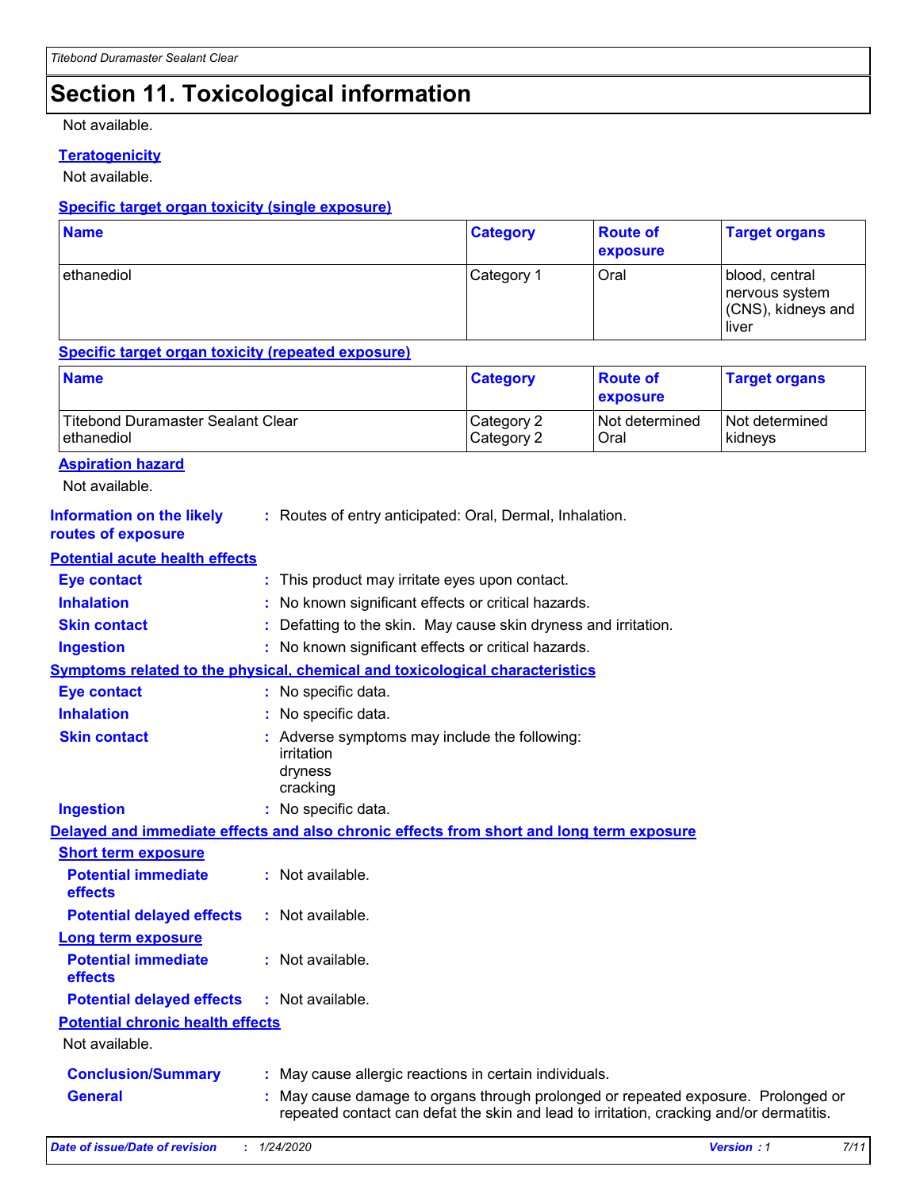# Section 11. Toxicological information

Not available.

**Teratogenicity**

Not available.

**Specific target organ toxicity (single exposure)**

| Name | Category | Route of exposure | Target organs |
| --- | --- | --- | --- |
| ethanediol | Category 1 | Oral | blood, central nervous system (CNS), kidneys and liver |

**Specific target organ toxicity (repeated exposure)**

| Name | Category | Route of exposure | Target organs |
| --- | --- | --- | --- |
| Titebond Duramaster Sealant Clear | Category 2 | Not determined | Not determined |
| ethanediol | Category 2 | Oral | kidneys |

**Aspiration hazard**

Not available.

**Information on the likely routes of exposure** : Routes of entry anticipated: Oral, Dermal, Inhalation.

**Potential acute health effects**

**Eye contact** : This product may irritate eyes upon contact.

**Inhalation** : No known significant effects or critical hazards.

**Skin contact** : Defatting to the skin. May cause skin dryness and irritation.

**Ingestion** : No known significant effects or critical hazards.

**Symptoms related to the physical, chemical and toxicological characteristics**

**Eye contact** : No specific data.

**Inhalation** : No specific data.

**Skin contact** : Adverse symptoms may include the following:
irritation
dryness
cracking

**Ingestion** : No specific data.

**Delayed and immediate effects and also chronic effects from short and long term exposure**

**Short term exposure**

**Potential immediate effects** : Not available.

**Potential delayed effects** : Not available.

**Long term exposure**

**Potential immediate effects** : Not available.

**Potential delayed effects** : Not available.

**Potential chronic health effects**

Not available.

**Conclusion/Summary** : May cause allergic reactions in certain individuals.

**General** : May cause damage to organs through prolonged or repeated exposure. Prolonged or repeated contact can defat the skin and lead to irritation, cracking and/or dermatitis.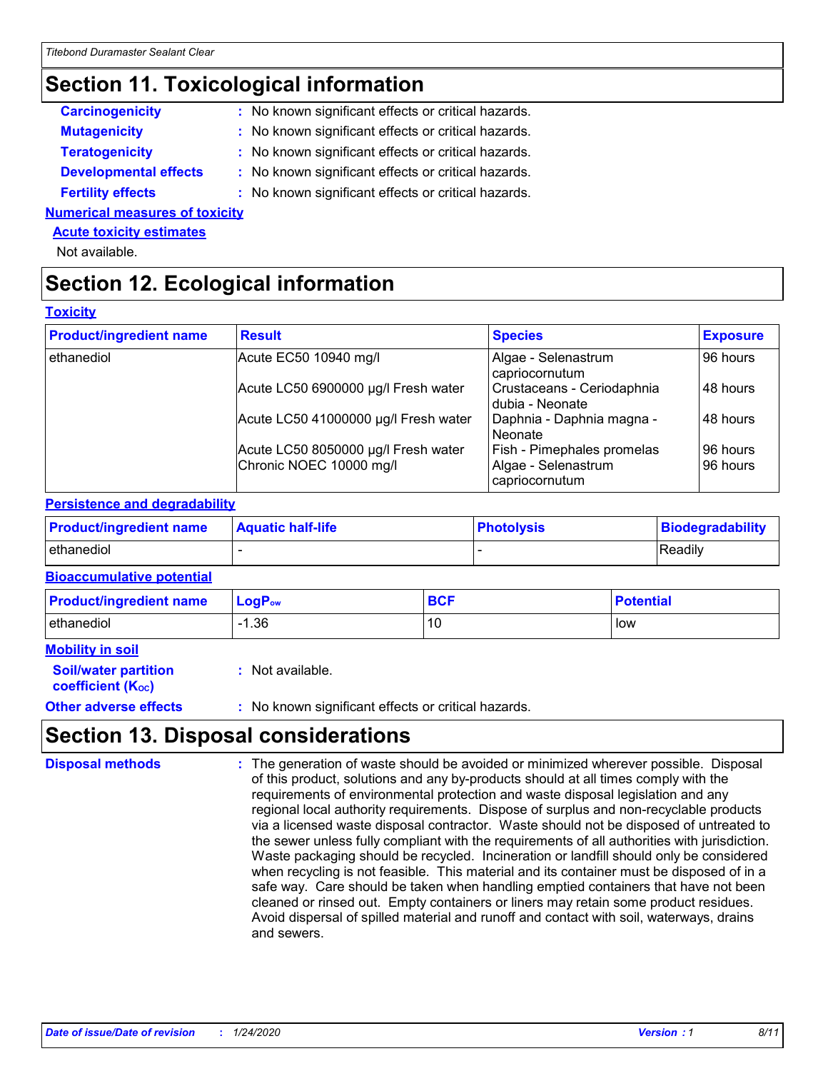# Section 11. Toxicological information

**Carcinogenicity** : No known significant effects or critical hazards.

**Mutagenicity** : No known significant effects or critical hazards.

**Teratogenicity** : No known significant effects or critical hazards.

**Developmental effects** : No known significant effects or critical hazards.

**Fertility effects** : No known significant effects or critical hazards.

**Numerical measures of toxicity**

**Acute toxicity estimates**

Not available.

# Section 12. Ecological information

**Toxicity**

| Product/ingredient name | Result | Species | Exposure |
|---|---|---|---|
| ethanediol | Acute EC50 10940 mg/l | Algae - Selenastrum capriocornutum | 96 hours |
| | Acute LC50 6900000 µg/l Fresh water | Crustaceans - Ceriodaphnia dubia - Neonate | 48 hours |
| | Acute LC50 41000000 µg/l Fresh water | Daphnia - Daphnia magna - Neonate | 48 hours |
| | Acute LC50 8050000 µg/l Fresh water | Fish - Pimephales promelas | 96 hours |
| | Chronic NOEC 10000 mg/l | Algae - Selenastrum capriocornutum | 96 hours |

**Persistence and degradability**

| Product/ingredient name | Aquatic half-life | Photolysis | Biodegradability |
|---|---|---|---|
| ethanediol | - | - | Readily |

**Bioaccumulative potential**

| Product/ingredient name | $LogP_{ow}$ | BCF | Potential |
|---|---|---|---|
| ethanediol | -1.36 | 10 | low |

**Mobility in soil**

**Soil/water partition coefficient ($K_{OC}$)** : Not available.

**Other adverse effects** : No known significant effects or critical hazards.

# Section 13. Disposal considerations

**Disposal methods** : The generation of waste should be avoided or minimized wherever possible. Disposal of this product, solutions and any by-products should at all times comply with the requirements of environmental protection and waste disposal legislation and any regional local authority requirements. Dispose of surplus and non-recyclable products via a licensed waste disposal contractor. Waste should not be disposed of untreated to the sewer unless fully compliant with the requirements of all authorities with jurisdiction. Waste packaging should be recycled. Incineration or landfill should only be considered when recycling is not feasible. This material and its container must be disposed of in a safe way. Care should be taken when handling emptied containers that have not been cleaned or rinsed out. Empty containers or liners may retain some product residues. Avoid dispersal of spilled material and runoff and contact with soil, waterways, drains and sewers.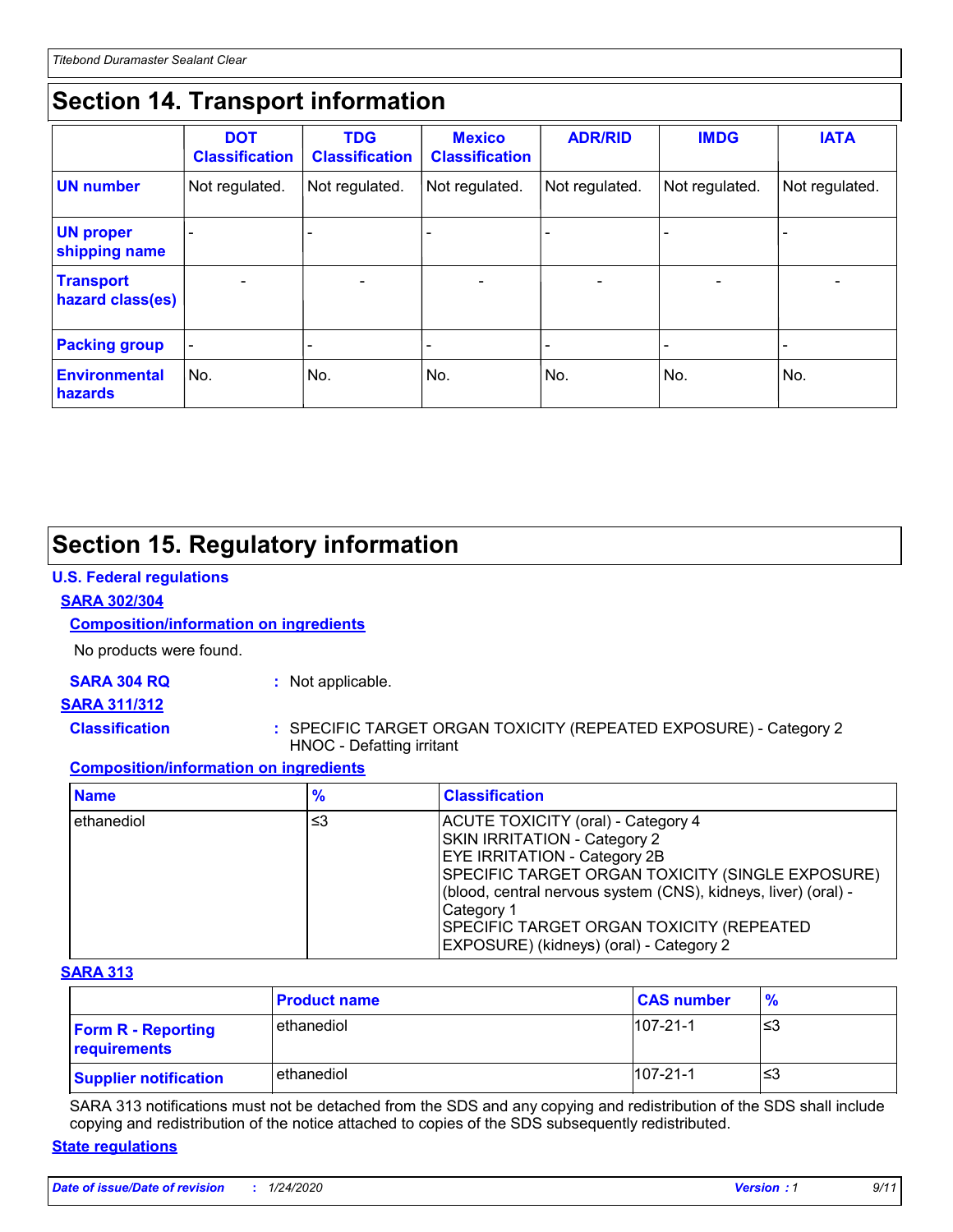# Section 14. Transport information

| | DOT Classification | TDG Classification | Mexico Classification | ADR/RID | IMDG | IATA |
|---|---|---|---|---|---|---|
| **UN number** | Not regulated. | Not regulated. | Not regulated. | Not regulated. | Not regulated. | Not regulated. |
| **UN proper shipping name** | - | - | - | - | - | - |
| **Transport hazard class(es)** | - | - | - | - | - | - |
| **Packing group** | - | - | - | - | - | - |
| **Environmental hazards** | No. | No. | No. | No. | No. | No. |

# Section 15. Regulatory information

**U.S. Federal regulations**

**SARA 302/304**

**Composition/information on ingredients**

No products were found.

**SARA 304 RQ** : Not applicable.

**SARA 311/312**

**Classification** : SPECIFIC TARGET ORGAN TOXICITY (REPEATED EXPOSURE) - Category 2
HNOC - Defatting irritant

**Composition/information on ingredients**

| Name | % | Classification |
|---|---|---|
| ethanediol | ≤3 | ACUTE TOXICITY (oral) - Category 4<br>SKIN IRRITATION - Category 2<br>EYE IRRITATION - Category 2B<br>SPECIFIC TARGET ORGAN TOXICITY (SINGLE EXPOSURE) (blood, central nervous system (CNS), kidneys, liver) (oral) - Category 1<br>SPECIFIC TARGET ORGAN TOXICITY (REPEATED EXPOSURE) (kidneys) (oral) - Category 2 |

**SARA 313**

| | Product name | CAS number | % |
|---|---|---|---|
| **Form R - Reporting requirements** | ethanediol | 107-21-1 | ≤3 |
| **Supplier notification** | ethanediol | 107-21-1 | ≤3 |

SARA 313 notifications must not be detached from the SDS and any copying and redistribution of the SDS shall include copying and redistribution of the notice attached to copies of the SDS subsequently redistributed.

**State regulations**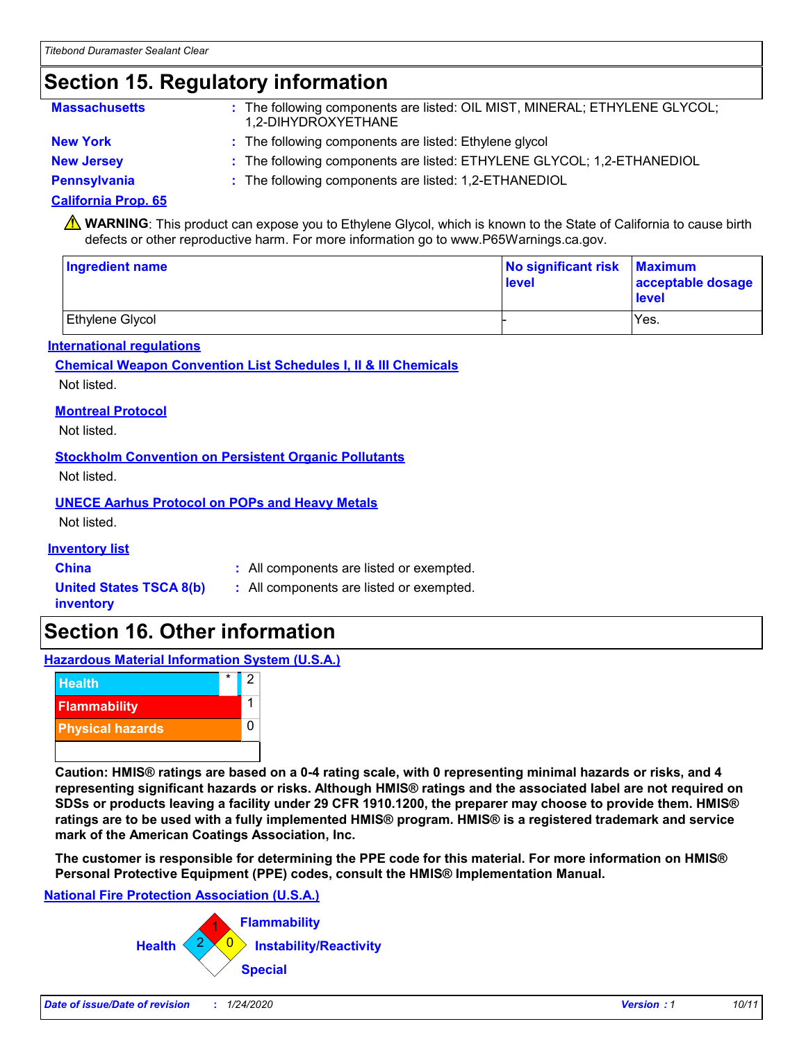## Section 15. Regulatory information

**Massachusetts** : The following components are listed: OIL MIST, MINERAL; ETHYLENE GLYCOL; 1,2-DIHYDROXYETHANE

**New York** : The following components are listed: Ethylene glycol

**New Jersey** : The following components are listed: ETHYLENE GLYCOL; 1,2-ETHANEDIOL

**Pennsylvania** : The following components are listed: 1,2-ETHANEDIOL

**California Prop. 65**

⚠ **WARNING**: This product can expose you to Ethylene Glycol, which is known to the State of California to cause birth defects or other reproductive harm. For more information go to www.P65Warnings.ca.gov.

| Ingredient name | No significant risk level | Maximum acceptable dosage level |
|---|---|---|
| Ethylene Glycol | - | Yes. |

**International regulations**

**Chemical Weapon Convention List Schedules I, II & III Chemicals**

Not listed.

**Montreal Protocol**

Not listed.

**Stockholm Convention on Persistent Organic Pollutants**

Not listed.

**UNECE Aarhus Protocol on POPs and Heavy Metals**

Not listed.

**Inventory list**

**China** : All components are listed or exempted.

**United States TSCA 8(b) inventory** : All components are listed or exempted.

## Section 16. Other information

**Hazardous Material Information System (U.S.A.)**

| | | |
|---|---|---|
| Health | * | 2 |
| Flammability | | 1 |
| Physical hazards | | 0 |

**Caution: HMIS® ratings are based on a 0-4 rating scale, with 0 representing minimal hazards or risks, and 4 representing significant hazards or risks. Although HMIS® ratings and the associated label are not required on SDSs or products leaving a facility under 29 CFR 1910.1200, the preparer may choose to provide them. HMIS® ratings are to be used with a fully implemented HMIS® program. HMIS® is a registered trademark and service mark of the American Coatings Association, Inc.**

**The customer is responsible for determining the PPE code for this material. For more information on HMIS® Personal Protective Equipment (PPE) codes, consult the HMIS® Implementation Manual.**

**National Fire Protection Association (U.S.A.)**

- Health: 2
- Flammability: 1
- Instability/Reactivity: 0
- Special: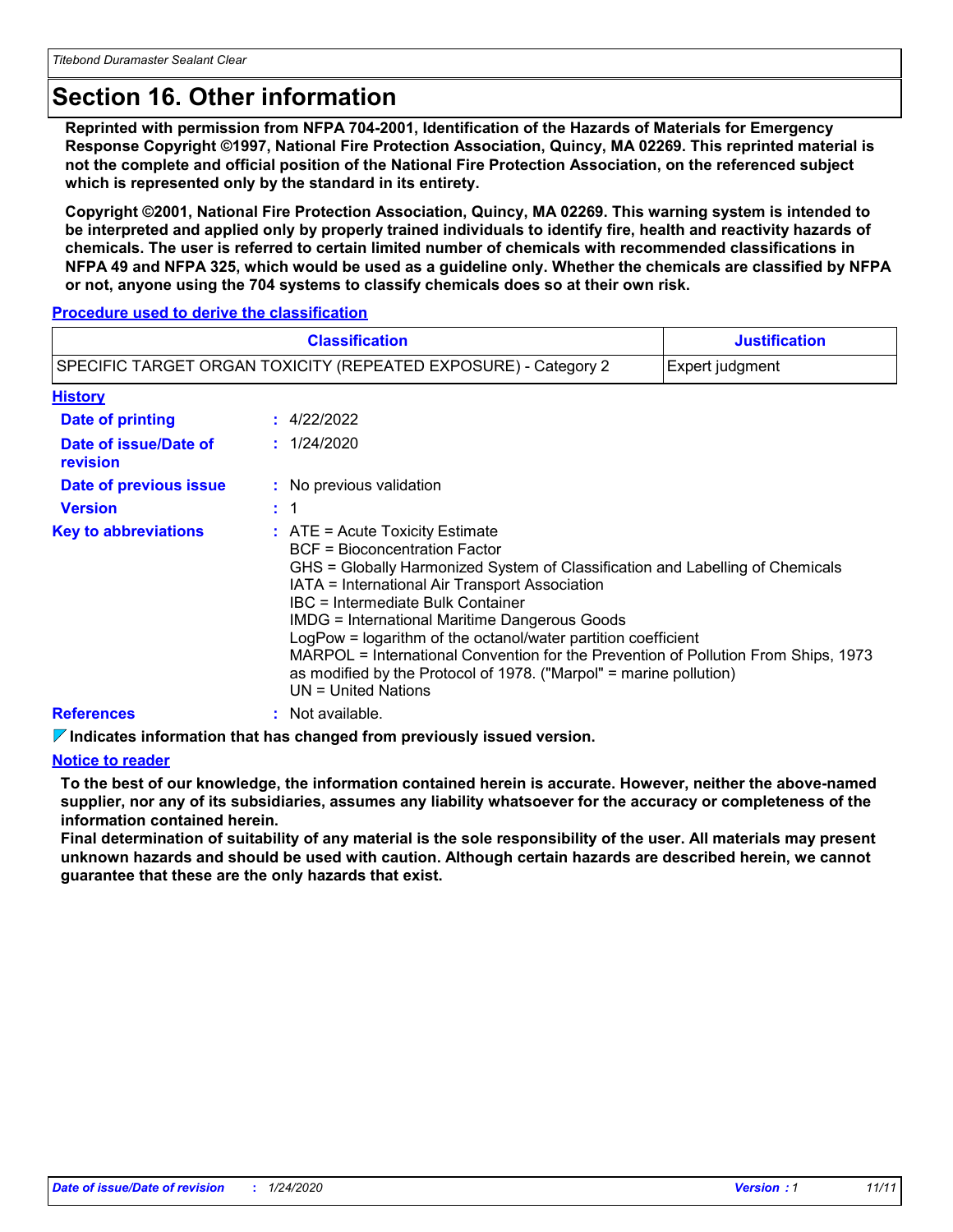# Section 16. Other information

**Reprinted with permission from NFPA 704-2001, Identification of the Hazards of Materials for Emergency Response Copyright ©1997, National Fire Protection Association, Quincy, MA 02269. This reprinted material is not the complete and official position of the National Fire Protection Association, on the referenced subject which is represented only by the standard in its entirety.**

**Copyright ©2001, National Fire Protection Association, Quincy, MA 02269. This warning system is intended to be interpreted and applied only by properly trained individuals to identify fire, health and reactivity hazards of chemicals. The user is referred to certain limited number of chemicals with recommended classifications in NFPA 49 and NFPA 325, which would be used as a guideline only. Whether the chemicals are classified by NFPA or not, anyone using the 704 systems to classify chemicals does so at their own risk.**

**Procedure used to derive the classification**

| Classification | Justification |
|---|---|
| SPECIFIC TARGET ORGAN TOXICITY (REPEATED EXPOSURE) - Category 2 | Expert judgment |

**History**

**Date of printing** : 4/22/2022

**Date of issue/Date of revision** : 1/24/2020

**Date of previous issue** : No previous validation

**Version** : 1

**Key to abbreviations** : ATE = Acute Toxicity Estimate
BCF = Bioconcentration Factor
GHS = Globally Harmonized System of Classification and Labelling of Chemicals
IATA = International Air Transport Association
IBC = Intermediate Bulk Container
IMDG = International Maritime Dangerous Goods
LogPow = logarithm of the octanol/water partition coefficient
MARPOL = International Convention for the Prevention of Pollution From Ships, 1973 as modified by the Protocol of 1978. ("Marpol" = marine pollution)
UN = United Nations

**References** : Not available.

**Indicates information that has changed from previously issued version.**

**Notice to reader**

**To the best of our knowledge, the information contained herein is accurate. However, neither the above-named supplier, nor any of its subsidiaries, assumes any liability whatsoever for the accuracy or completeness of the information contained herein.**
**Final determination of suitability of any material is the sole responsibility of the user. All materials may present unknown hazards and should be used with caution. Although certain hazards are described herein, we cannot guarantee that these are the only hazards that exist.**